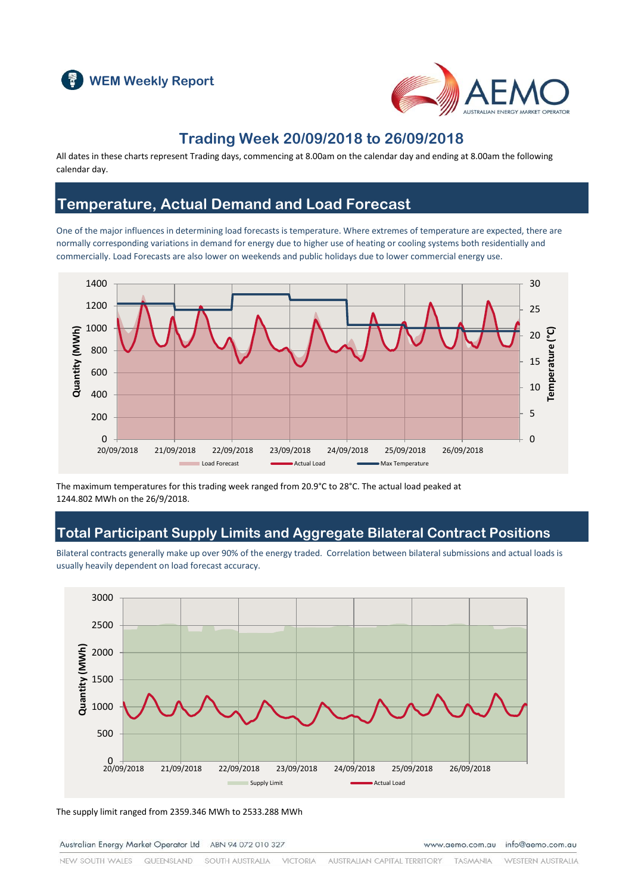# WEM Weekly Report

## Trading Week 20/09/2018 to 26/09/2018

All dates in these charts represent Trading days, commencing at 8.00am on the calendar day and ending at 8.00am the following calendar day.

## Temperature, Actual Demand and Load Forecast

One of the major influences in determining load forecasts is temperature. Where extremes of temperature are expected, there are normally corresponding variations in demand for energy due to higher use of heating or cooling systems both residentially and commercially. Load Forecasts are also lower on weekends and public holidays due to lower commercial energy use.

The maximum temperatures for this trading week ranged from 20.9°C to 28°C. The actual load peaked at 1244.802 MWh on the 26/9/2018.

## Total Participant Supply Limits and Aggregate Bilateral Contract Positions

Bilateral contracts generally make up over 90% of the energy traded. Correlation between bilateral submissions and actual loads is usually heavily dependent on load forecast accuracy.

The supply limit ranged from 2359.346 MWh to 2533.288 MWh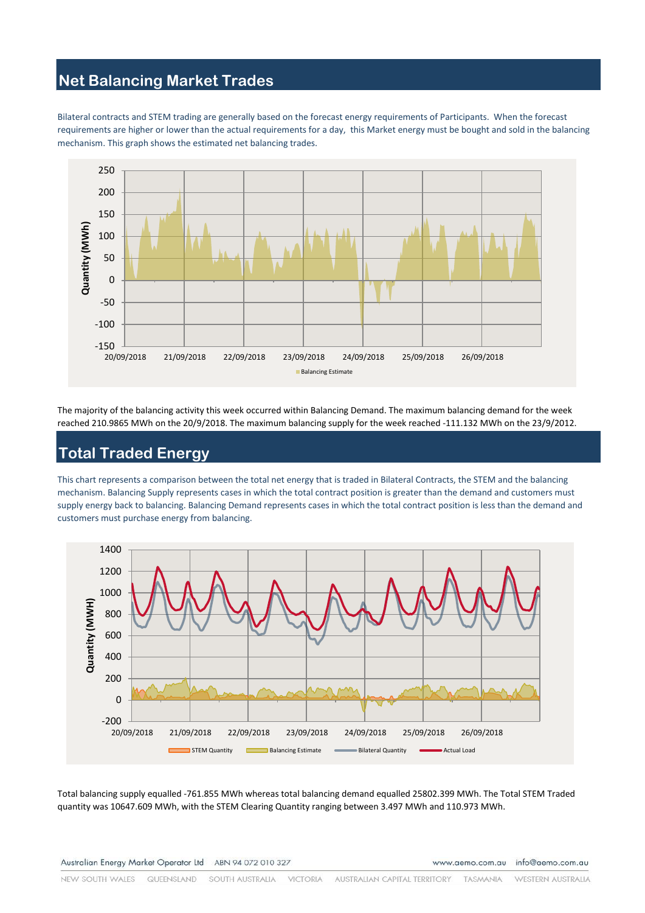## Net Balancing Market Trades

Bilateral contracts and STEM trading are generally based on the forecast energy requirements of Participants. When the forecast requirements are higher or lower than the actual requirements for a day, this Market energy must be bought and sold in the balancing mechanism. This graph shows the estimated net balancing trades.

The majority of the balancing activity this week occurred within Balancing Demand. The maximum balancing demand for the week reached 210.9865 MWh on the 20/9/2018. The maximum balancing supply for the week reached -111.132 MWh on the 23/9/2012.

## Total Traded Energy

This chart represents a comparison between the total net energy that is traded in Bilateral Contracts, the STEM and the balancing mechanism. Balancing Supply represents cases in which the total contract position is greater than the demand and customers must supply energy back to balancing. Balancing Demand represents cases in which the total contract position is less than the demand and customers must purchase energy from balancing.

Total balancing supply equalled -761.855 MWh whereas total balancing demand equalled 25802.399 MWh. The Total STEM Traded quantity was 10647.609 MWh, with the STEM Clearing Quantity ranging between 3.497 MWh and 110.973 MWh.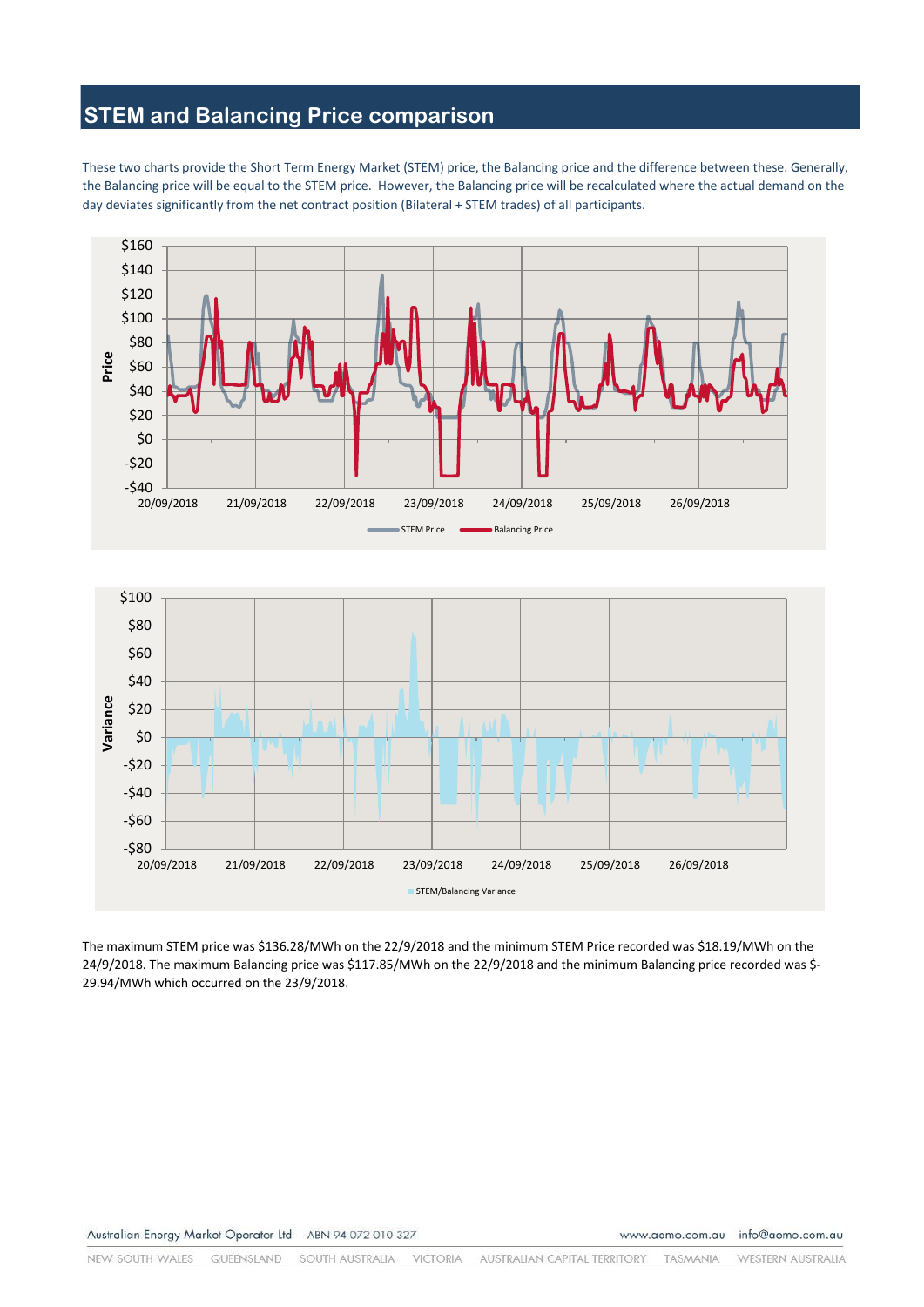## STEM and Balancing Price comparison

These two charts provide the Short Term Energy Market (STEM) price, the Balancing price and the difference between these. Generally, the Balancing price will be equal to the STEM price. However, the Balancing price will be recalculated where the actual demand on the day deviates significantly from the net contract position (Bilateral + STEM trades) of all participants.

Price

$160
$140
$120
$100
$80
$60
$40
$20
$0
-$20
-$40

20/09/2018 21/09/2018 22/09/2018 23/09/2018 24/09/2018 25/09/2018 26/09/2018

STEM Price — Balancing Price

Variance

$100
$80
$60
$40
$20
$0
-$20
-$40
-$60
-$80

20/09/2018 21/09/2018 22/09/2018 23/09/2018 24/09/2018 25/09/2018 26/09/2018

STEM/Balancing Variance

The maximum STEM price was $136.28/MWh on the 22/9/2018 and the minimum STEM Price recorded was $18.19/MWh on the 24/9/2018. The maximum Balancing price was $117.85/MWh on the 22/9/2018 and the minimum Balancing price recorded was $-29.94/MWh which occurred on the 23/9/2018.